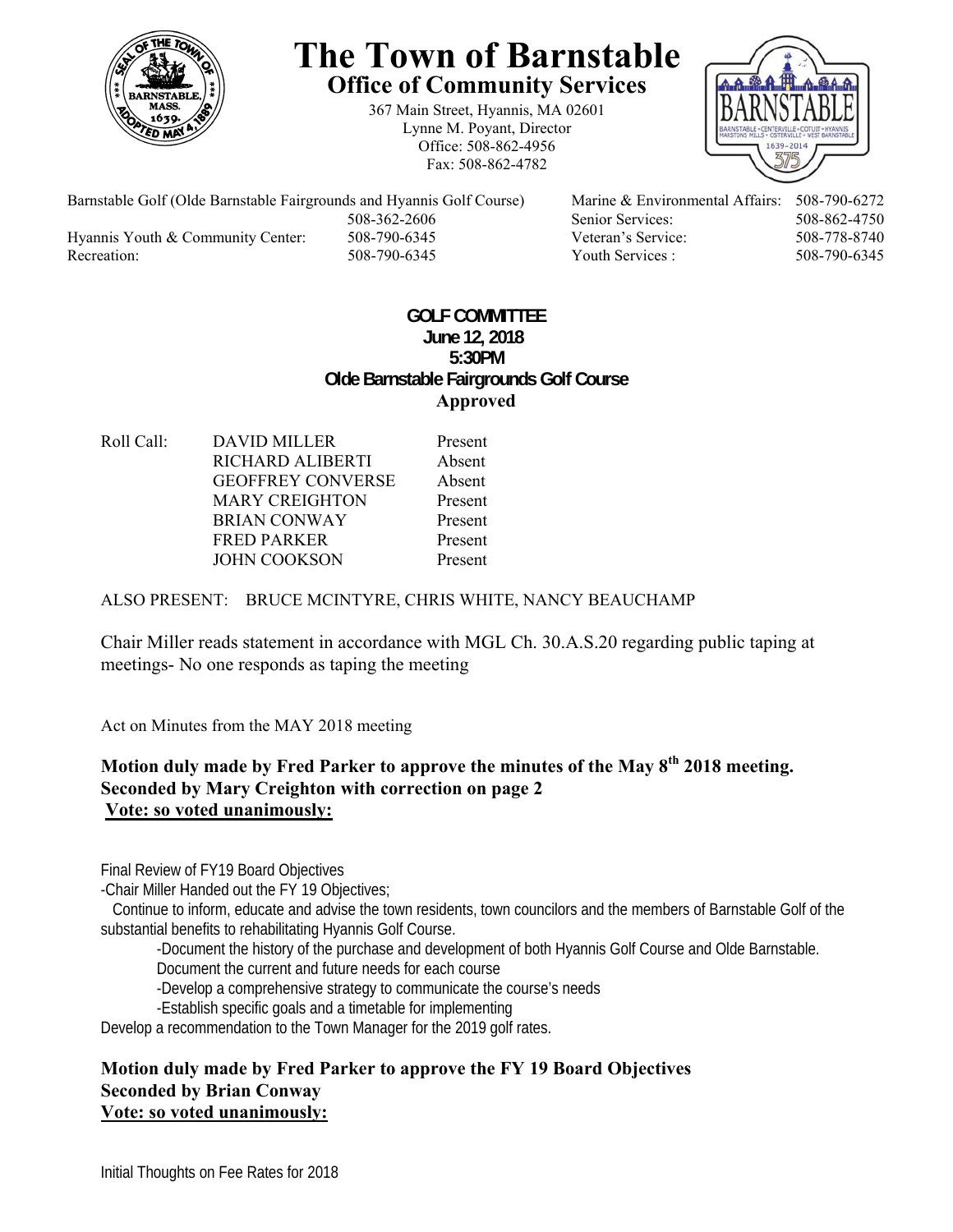# The Town of Barnstable

## Office of Community Services

367 Main Street, Hyannis, MA 02601
Lynne M. Poyant, Director
Office: 508-862-4956
Fax: 508-862-4782

| | | | |
|---|---|---|---|
| Barnstable Golf (Olde Barnstable Fairgrounds and Hyannis Golf Course) | 508-362-2606 | Marine & Environmental Affairs: | 508-790-6272 |
| | | Senior Services: | 508-862-4750 |
| Hyannis Youth & Community Center: | 508-790-6345 | Veteran's Service: | 508-778-8740 |
| Recreation: | 508-790-6345 | Youth Services : | 508-790-6345 |

**GOLF COMMITTEE**
**June 12, 2018**
**5:30PM**
**Olde Barnstable Fairgrounds Golf Course**
**Approved**

| Roll Call: | | |
|---|---|---|
| | DAVID MILLER | Present |
| | RICHARD ALIBERTI | Absent |
| | GEOFFREY CONVERSE | Absent |
| | MARY CREIGHTON | Present |
| | BRIAN CONWAY | Present |
| | FRED PARKER | Present |
| | JOHN COOKSON | Present |

ALSO PRESENT: BRUCE MCINTYRE, CHRIS WHITE, NANCY BEAUCHAMP

Chair Miller reads statement in accordance with MGL Ch. 30.A.S.20 regarding public taping at meetings- No one responds as taping the meeting

Act on Minutes from the MAY 2018 meeting

**Motion duly made by Fred Parker to approve the minutes of the May 8th 2018 meeting.**
**Seconded by Mary Creighton with correction on page 2**
**Vote: so voted unanimously:**

Final Review of FY19 Board Objectives
-Chair Miller Handed out the FY 19 Objectives;

Continue to inform, educate and advise the town residents, town councilors and the members of Barnstable Golf of the substantial benefits to rehabilitating Hyannis Golf Course.

-Document the history of the purchase and development of both Hyannis Golf Course and Olde Barnstable.
Document the current and future needs for each course
-Develop a comprehensive strategy to communicate the course's needs
-Establish specific goals and a timetable for implementing

Develop a recommendation to the Town Manager for the 2019 golf rates.

**Motion duly made by Fred Parker to approve the FY 19 Board Objectives**
**Seconded by Brian Conway**
**Vote: so voted unanimously:**

Initial Thoughts on Fee Rates for 2018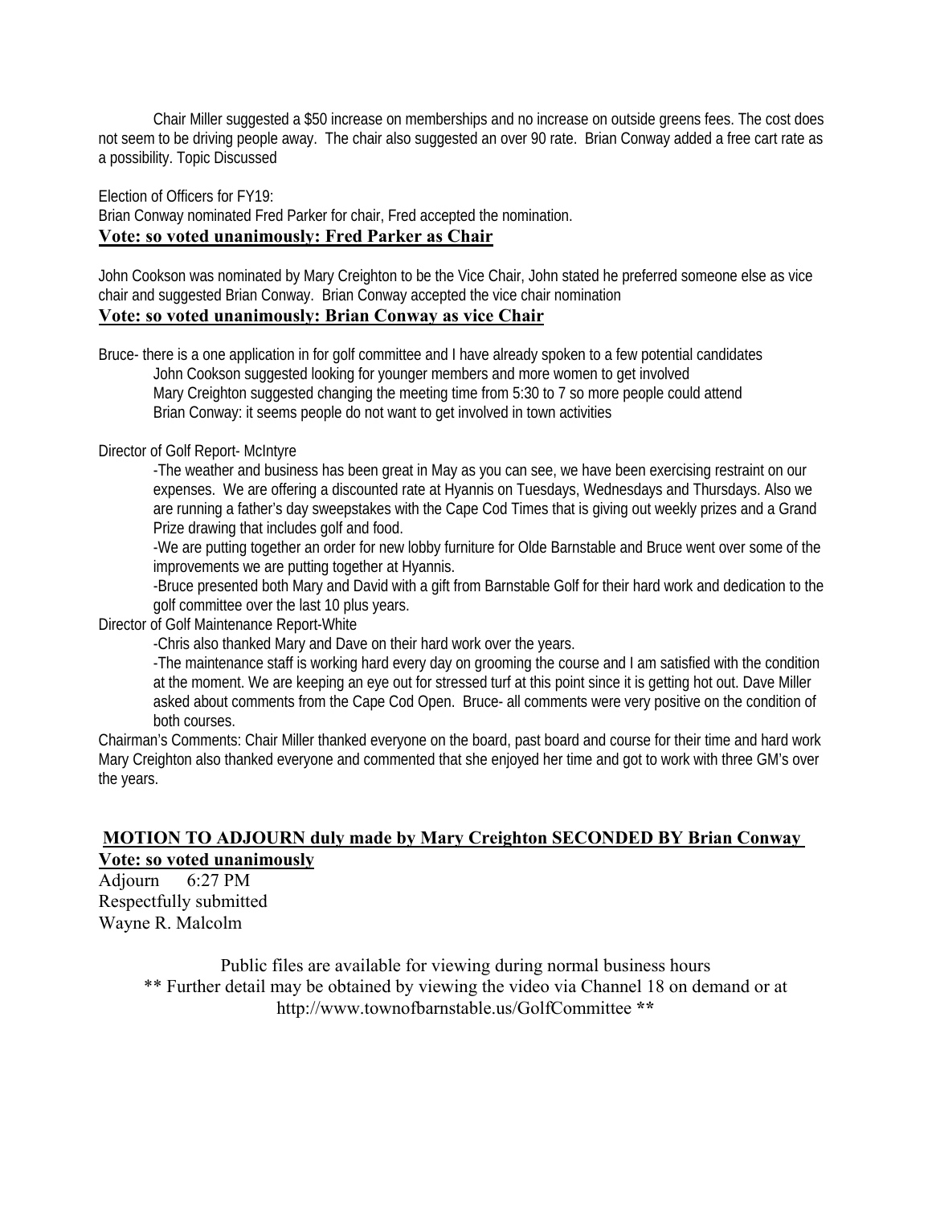Chair Miller suggested a $50 increase on memberships and no increase on outside greens fees. The cost does not seem to be driving people away. The chair also suggested an over 90 rate. Brian Conway added a free cart rate as a possibility. Topic Discussed

Election of Officers for FY19:
Brian Conway nominated Fred Parker for chair, Fred accepted the nomination.

**Vote: so voted unanimously: Fred Parker as Chair**

John Cookson was nominated by Mary Creighton to be the Vice Chair, John stated he preferred someone else as vice chair and suggested Brian Conway. Brian Conway accepted the vice chair nomination

**Vote: so voted unanimously: Brian Conway as vice Chair**

Bruce- there is a one application in for golf committee and I have already spoken to a few potential candidates
John Cookson suggested looking for younger members and more women to get involved
Mary Creighton suggested changing the meeting time from 5:30 to 7 so more people could attend
Brian Conway: it seems people do not want to get involved in town activities

Director of Golf Report- McIntyre

-The weather and business has been great in May as you can see, we have been exercising restraint on our expenses. We are offering a discounted rate at Hyannis on Tuesdays, Wednesdays and Thursdays. Also we are running a father's day sweepstakes with the Cape Cod Times that is giving out weekly prizes and a Grand Prize drawing that includes golf and food.

-We are putting together an order for new lobby furniture for Olde Barnstable and Bruce went over some of the improvements we are putting together at Hyannis.

-Bruce presented both Mary and David with a gift from Barnstable Golf for their hard work and dedication to the golf committee over the last 10 plus years.

Director of Golf Maintenance Report-White

-Chris also thanked Mary and Dave on their hard work over the years.

-The maintenance staff is working hard every day on grooming the course and I am satisfied with the condition at the moment. We are keeping an eye out for stressed turf at this point since it is getting hot out. Dave Miller asked about comments from the Cape Cod Open. Bruce- all comments were very positive on the condition of both courses.

Chairman's Comments: Chair Miller thanked everyone on the board, past board and course for their time and hard work Mary Creighton also thanked everyone and commented that she enjoyed her time and got to work with three GM's over the years.

**MOTION TO ADJOURN duly made by Mary Creighton SECONDED BY Brian Conway**

**Vote: so voted unanimously**

Adjourn 6:27 PM
Respectfully submitted
Wayne R. Malcolm

Public files are available for viewing during normal business hours
** Further detail may be obtained by viewing the video via Channel 18 on demand or at http://www.townofbarnstable.us/GolfCommittee **